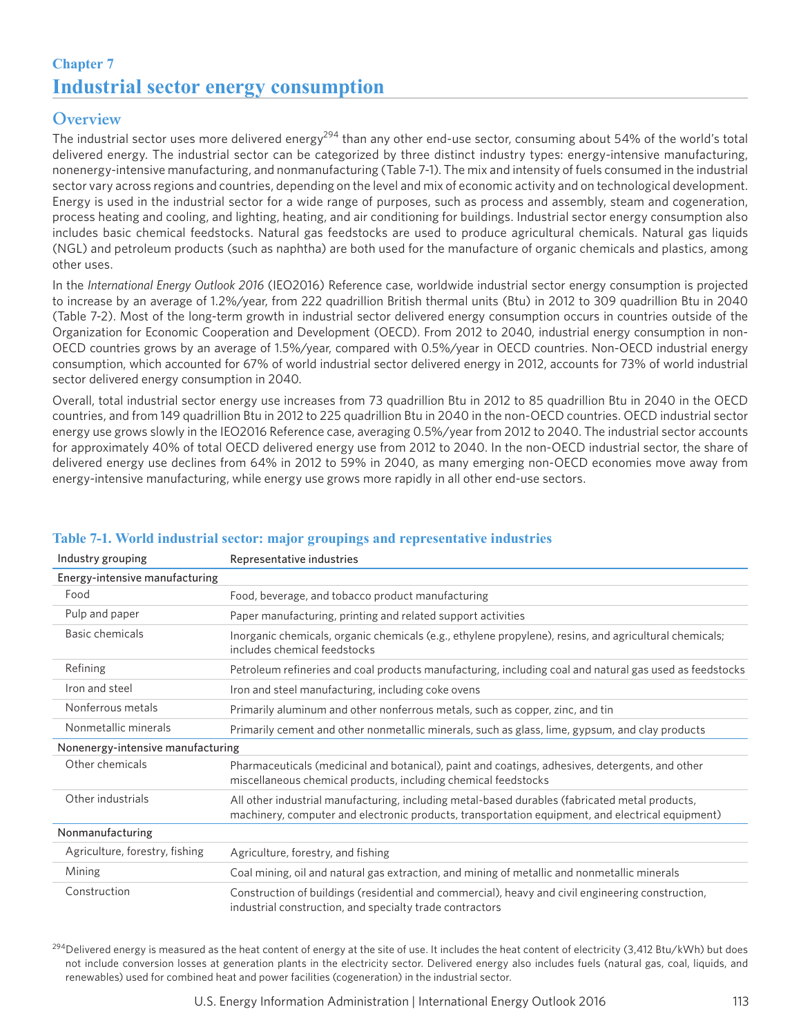# Chapter 7
# Industrial sector energy consumption

## Overview

The industrial sector uses more delivered energy[294] than any other end-use sector, consuming about 54% of the world's total delivered energy. The industrial sector can be categorized by three distinct industry types: energy-intensive manufacturing, nonenergy-intensive manufacturing, and nonmanufacturing (Table 7-1). The mix and intensity of fuels consumed in the industrial sector vary across regions and countries, depending on the level and mix of economic activity and on technological development. Energy is used in the industrial sector for a wide range of purposes, such as process and assembly, steam and cogeneration, process heating and cooling, and lighting, heating, and air conditioning for buildings. Industrial sector energy consumption also includes basic chemical feedstocks. Natural gas feedstocks are used to produce agricultural chemicals. Natural gas liquids (NGL) and petroleum products (such as naphtha) are both used for the manufacture of organic chemicals and plastics, among other uses.

In the *International Energy Outlook 2016* (IEO2016) Reference case, worldwide industrial sector energy consumption is projected to increase by an average of 1.2%/year, from 222 quadrillion British thermal units (Btu) in 2012 to 309 quadrillion Btu in 2040 (Table 7-2). Most of the long-term growth in industrial sector delivered energy consumption occurs in countries outside of the Organization for Economic Cooperation and Development (OECD). From 2012 to 2040, industrial energy consumption in non-OECD countries grows by an average of 1.5%/year, compared with 0.5%/year in OECD countries. Non-OECD industrial energy consumption, which accounted for 67% of world industrial sector delivered energy in 2012, accounts for 73% of world industrial sector delivered energy consumption in 2040.

Overall, total industrial sector energy use increases from 73 quadrillion Btu in 2012 to 85 quadrillion Btu in 2040 in the OECD countries, and from 149 quadrillion Btu in 2012 to 225 quadrillion Btu in 2040 in the non-OECD countries. OECD industrial sector energy use grows slowly in the IEO2016 Reference case, averaging 0.5%/year from 2012 to 2040. The industrial sector accounts for approximately 40% of total OECD delivered energy use from 2012 to 2040. In the non-OECD industrial sector, the share of delivered energy use declines from 64% in 2012 to 59% in 2040, as many emerging non-OECD economies move away from energy-intensive manufacturing, while energy use grows more rapidly in all other end-use sectors.

### Table 7-1. World industrial sector: major groupings and representative industries

| Industry grouping | Representative industries |
|---|---|
| Energy-intensive manufacturing | |
| Food | Food, beverage, and tobacco product manufacturing |
| Pulp and paper | Paper manufacturing, printing and related support activities |
| Basic chemicals | Inorganic chemicals, organic chemicals (e.g., ethylene propylene), resins, and agricultural chemicals; includes chemical feedstocks |
| Refining | Petroleum refineries and coal products manufacturing, including coal and natural gas used as feedstocks |
| Iron and steel | Iron and steel manufacturing, including coke ovens |
| Nonferrous metals | Primarily aluminum and other nonferrous metals, such as copper, zinc, and tin |
| Nonmetallic minerals | Primarily cement and other nonmetallic minerals, such as glass, lime, gypsum, and clay products |
| Nonenergy-intensive manufacturing | |
| Other chemicals | Pharmaceuticals (medicinal and botanical), paint and coatings, adhesives, detergents, and other miscellaneous chemical products, including chemical feedstocks |
| Other industrials | All other industrial manufacturing, including metal-based durables (fabricated metal products, machinery, computer and electronic products, transportation equipment, and electrical equipment) |
| Nonmanufacturing | |
| Agriculture, forestry, fishing | Agriculture, forestry, and fishing |
| Mining | Coal mining, oil and natural gas extraction, and mining of metallic and nonmetallic minerals |
| Construction | Construction of buildings (residential and commercial), heavy and civil engineering construction, industrial construction, and specialty trade contractors |

[294] Delivered energy is measured as the heat content of energy at the site of use. It includes the heat content of electricity (3,412 Btu/kWh) but does not include conversion losses at generation plants in the electricity sector. Delivered energy also includes fuels (natural gas, coal, liquids, and renewables) used for combined heat and power facilities (cogeneration) in the industrial sector.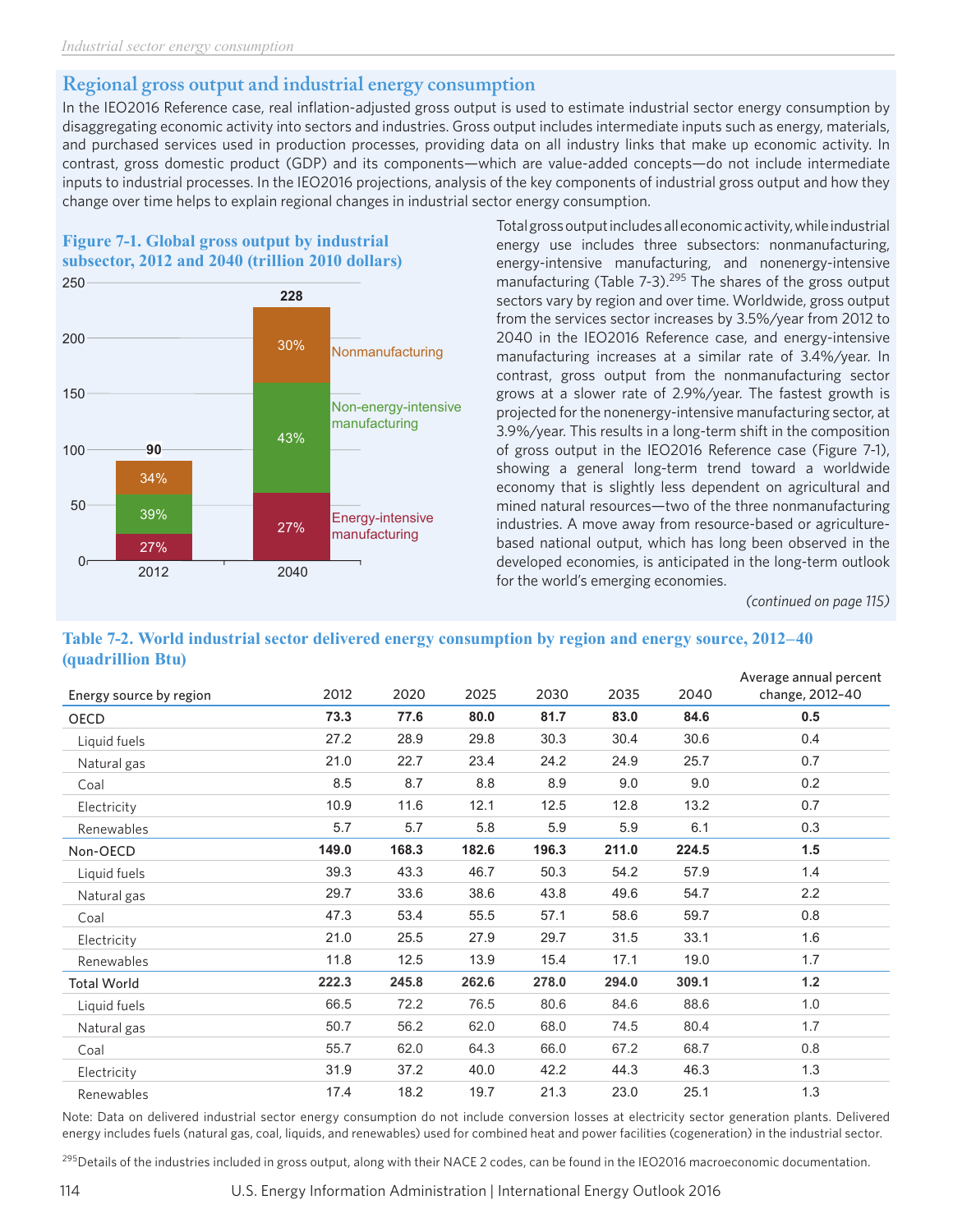## Regional gross output and industrial energy consumption

In the IEO2016 Reference case, real inflation-adjusted gross output is used to estimate industrial sector energy consumption by disaggregating economic activity into sectors and industries. Gross output includes intermediate inputs such as energy, materials, and purchased services used in production processes, providing data on all industry links that make up economic activity. In contrast, gross domestic product (GDP) and its components—which are value-added concepts—do not include intermediate inputs to industrial processes. In the IEO2016 projections, analysis of the key components of industrial gross output and how they change over time helps to explain regional changes in industrial sector energy consumption.

**Figure 7-1. Global gross output by industrial subsector, 2012 and 2040 (trillion 2010 dollars)**

| | 2012 | 2040 |
|---|---|---|
| Total | 90 | 228 |
| Nonmanufacturing | 34% | 30% |
| Non-energy-intensive manufacturing | 39% | 43% |
| Energy-intensive manufacturing | 27% | 27% |

Total gross output includes all economic activity, while industrial energy use includes three subsectors: nonmanufacturing, energy-intensive manufacturing, and nonenergy-intensive manufacturing (Table 7-3).[295] The shares of the gross output sectors vary by region and over time. Worldwide, gross output from the services sector increases by 3.5%/year from 2012 to 2040 in the IEO2016 Reference case, and energy-intensive manufacturing increases at a similar rate of 3.4%/year. In contrast, gross output from the nonmanufacturing sector grows at a slower rate of 2.9%/year. The fastest growth is projected for the nonenergy-intensive manufacturing sector, at 3.9%/year. This results in a long-term shift in the composition of gross output in the IEO2016 Reference case (Figure 7-1), showing a general long-term trend toward a worldwide economy that is slightly less dependent on agricultural and mined natural resources—two of the three nonmanufacturing industries. A move away from resource-based or agriculture-based national output, which has long been observed in the developed economies, is anticipated in the long-term outlook for the world's emerging economies.

*(continued on page 115)*

**Table 7-2. World industrial sector delivered energy consumption by region and energy source, 2012–40 (quadrillion Btu)**

| Energy source by region | 2012 | 2020 | 2025 | 2030 | 2035 | 2040 | Average annual percent change, 2012–40 |
|---|---|---|---|---|---|---|---|
| **OECD** | **73.3** | **77.6** | **80.0** | **81.7** | **83.0** | **84.6** | **0.5** |
| Liquid fuels | 27.2 | 28.9 | 29.8 | 30.3 | 30.4 | 30.6 | 0.4 |
| Natural gas | 21.0 | 22.7 | 23.4 | 24.2 | 24.9 | 25.7 | 0.7 |
| Coal | 8.5 | 8.7 | 8.8 | 8.9 | 9.0 | 9.0 | 0.2 |
| Electricity | 10.9 | 11.6 | 12.1 | 12.5 | 12.8 | 13.2 | 0.7 |
| Renewables | 5.7 | 5.7 | 5.8 | 5.9 | 5.9 | 6.1 | 0.3 |
| **Non-OECD** | **149.0** | **168.3** | **182.6** | **196.3** | **211.0** | **224.5** | **1.5** |
| Liquid fuels | 39.3 | 43.3 | 46.7 | 50.3 | 54.2 | 57.9 | 1.4 |
| Natural gas | 29.7 | 33.6 | 38.6 | 43.8 | 49.6 | 54.7 | 2.2 |
| Coal | 47.3 | 53.4 | 55.5 | 57.1 | 58.6 | 59.7 | 0.8 |
| Electricity | 21.0 | 25.5 | 27.9 | 29.7 | 31.5 | 33.1 | 1.6 |
| Renewables | 11.8 | 12.5 | 13.9 | 15.4 | 17.1 | 19.0 | 1.7 |
| **Total World** | **222.3** | **245.8** | **262.6** | **278.0** | **294.0** | **309.1** | **1.2** |
| Liquid fuels | 66.5 | 72.2 | 76.5 | 80.6 | 84.6 | 88.6 | 1.0 |
| Natural gas | 50.7 | 56.2 | 62.0 | 68.0 | 74.5 | 80.4 | 1.7 |
| Coal | 55.7 | 62.0 | 64.3 | 66.0 | 67.2 | 68.7 | 0.8 |
| Electricity | 31.9 | 37.2 | 40.0 | 42.2 | 44.3 | 46.3 | 1.3 |
| Renewables | 17.4 | 18.2 | 19.7 | 21.3 | 23.0 | 25.1 | 1.3 |

Note: Data on delivered industrial sector energy consumption do not include conversion losses at electricity sector generation plants. Delivered energy includes fuels (natural gas, coal, liquids, and renewables) used for combined heat and power facilities (cogeneration) in the industrial sector.

[295] Details of the industries included in gross output, along with their NACE 2 codes, can be found in the IEO2016 macroeconomic documentation.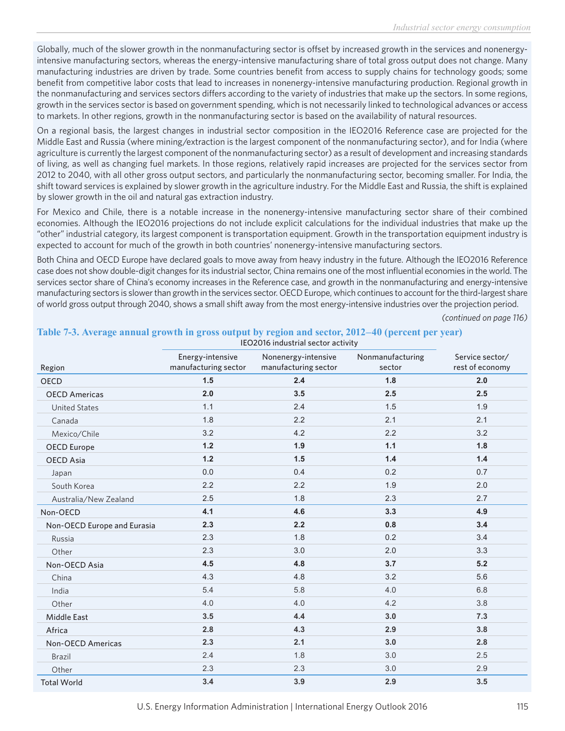Globally, much of the slower growth in the nonmanufacturing sector is offset by increased growth in the services and nonenergy-intensive manufacturing sectors, whereas the energy-intensive manufacturing share of total gross output does not change. Many manufacturing industries are driven by trade. Some countries benefit from access to supply chains for technology goods; some benefit from competitive labor costs that lead to increases in nonenergy-intensive manufacturing production. Regional growth in the nonmanufacturing and services sectors differs according to the variety of industries that make up the sectors. In some regions, growth in the services sector is based on government spending, which is not necessarily linked to technological advances or access to markets. In other regions, growth in the nonmanufacturing sector is based on the availability of natural resources.

On a regional basis, the largest changes in industrial sector composition in the IEO2016 Reference case are projected for the Middle East and Russia (where mining/extraction is the largest component of the nonmanufacturing sector), and for India (where agriculture is currently the largest component of the nonmanufacturing sector) as a result of development and increasing standards of living, as well as changing fuel markets. In those regions, relatively rapid increases are projected for the services sector from 2012 to 2040, with all other gross output sectors, and particularly the nonmanufacturing sector, becoming smaller. For India, the shift toward services is explained by slower growth in the agriculture industry. For the Middle East and Russia, the shift is explained by slower growth in the oil and natural gas extraction industry.

For Mexico and Chile, there is a notable increase in the nonenergy-intensive manufacturing sector share of their combined economies. Although the IEO2016 projections do not include explicit calculations for the individual industries that make up the "other" industrial category, its largest component is transportation equipment. Growth in the transportation equipment industry is expected to account for much of the growth in both countries' nonenergy-intensive manufacturing sectors.

Both China and OECD Europe have declared goals to move away from heavy industry in the future. Although the IEO2016 Reference case does not show double-digit changes for its industrial sector, China remains one of the most influential economies in the world. The services sector share of China's economy increases in the Reference case, and growth in the nonmanufacturing and energy-intensive manufacturing sectors is slower than growth in the services sector. OECD Europe, which continues to account for the third-largest share of world gross output through 2040, shows a small shift away from the most energy-intensive industries over the projection period.

*(continued on page 116)*

**Table 7-3. Average annual growth in gross output by region and sector, 2012–40 (percent per year)**

| Region | IEO2016 industrial sector activity | | | |
|---|---|---|---|---|
| | Energy-intensive manufacturing sector | Nonenergy-intensive manufacturing sector | Nonmanufacturing sector | Service sector/ rest of economy |
| **OECD** | **1.5** | **2.4** | **1.8** | **2.0** |
| **OECD Americas** | **2.0** | **3.5** | **2.5** | **2.5** |
| United States | 1.1 | 2.4 | 1.5 | 1.9 |
| Canada | 1.8 | 2.2 | 2.1 | 2.1 |
| Mexico/Chile | 3.2 | 4.2 | 2.2 | 3.2 |
| **OECD Europe** | **1.2** | **1.9** | **1.1** | **1.8** |
| **OECD Asia** | **1.2** | **1.5** | **1.4** | **1.4** |
| Japan | 0.0 | 0.4 | 0.2 | 0.7 |
| South Korea | 2.2 | 2.2 | 1.9 | 2.0 |
| Australia/New Zealand | 2.5 | 1.8 | 2.3 | 2.7 |
| **Non-OECD** | **4.1** | **4.6** | **3.3** | **4.9** |
| **Non-OECD Europe and Eurasia** | **2.3** | **2.2** | **0.8** | **3.4** |
| Russia | 2.3 | 1.8 | 0.2 | 3.4 |
| Other | 2.3 | 3.0 | 2.0 | 3.3 |
| **Non-OECD Asia** | **4.5** | **4.8** | **3.7** | **5.2** |
| China | 4.3 | 4.8 | 3.2 | 5.6 |
| India | 5.4 | 5.8 | 4.0 | 6.8 |
| Other | 4.0 | 4.0 | 4.2 | 3.8 |
| **Middle East** | **3.5** | **4.4** | **3.0** | **7.3** |
| **Africa** | **2.8** | **4.3** | **2.9** | **3.8** |
| **Non-OECD Americas** | **2.3** | **2.1** | **3.0** | **2.8** |
| Brazil | 2.4 | 1.8 | 3.0 | 2.5 |
| Other | 2.3 | 2.3 | 3.0 | 2.9 |
| **Total World** | **3.4** | **3.9** | **2.9** | **3.5** |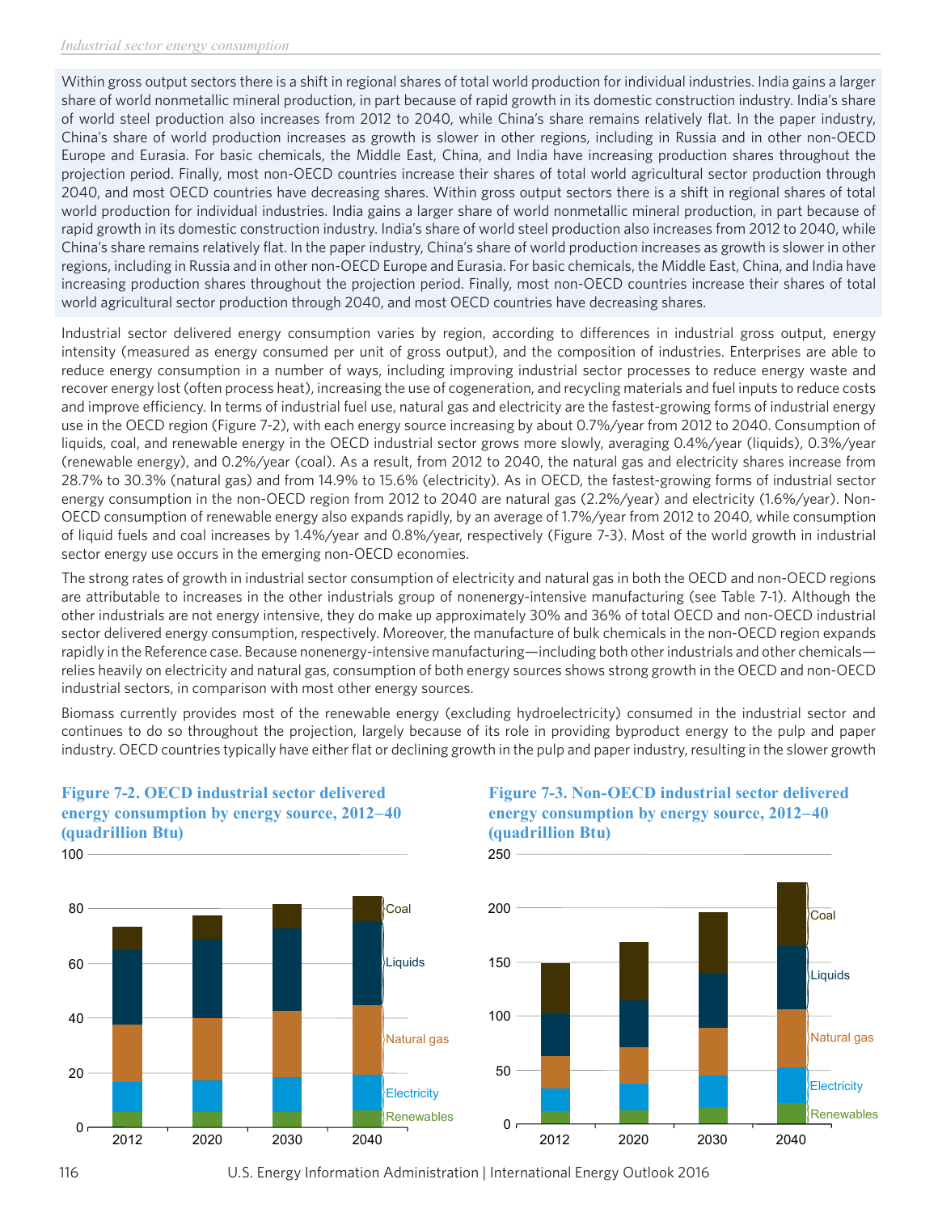Within gross output sectors there is a shift in regional shares of total world production for individual industries. India gains a larger share of world nonmetallic mineral production, in part because of rapid growth in its domestic construction industry. India's share of world steel production also increases from 2012 to 2040, while China's share remains relatively flat. In the paper industry, China's share of world production increases as growth is slower in other regions, including in Russia and in other non-OECD Europe and Eurasia. For basic chemicals, the Middle East, China, and India have increasing production shares throughout the projection period. Finally, most non-OECD countries increase their shares of total world agricultural sector production through 2040, and most OECD countries have decreasing shares. Within gross output sectors there is a shift in regional shares of total world production for individual industries. India gains a larger share of world nonmetallic mineral production, in part because of rapid growth in its domestic construction industry. India's share of world steel production also increases from 2012 to 2040, while China's share remains relatively flat. In the paper industry, China's share of world production increases as growth is slower in other regions, including in Russia and in other non-OECD Europe and Eurasia. For basic chemicals, the Middle East, China, and India have increasing production shares throughout the projection period. Finally, most non-OECD countries increase their shares of total world agricultural sector production through 2040, and most OECD countries have decreasing shares.

Industrial sector delivered energy consumption varies by region, according to differences in industrial gross output, energy intensity (measured as energy consumed per unit of gross output), and the composition of industries. Enterprises are able to reduce energy consumption in a number of ways, including improving industrial sector processes to reduce energy waste and recover energy lost (often process heat), increasing the use of cogeneration, and recycling materials and fuel inputs to reduce costs and improve efficiency. In terms of industrial fuel use, natural gas and electricity are the fastest-growing forms of industrial energy use in the OECD region (Figure 7-2), with each energy source increasing by about 0.7%/year from 2012 to 2040. Consumption of liquids, coal, and renewable energy in the OECD industrial sector grows more slowly, averaging 0.4%/year (liquids), 0.3%/year (renewable energy), and 0.2%/year (coal). As a result, from 2012 to 2040, the natural gas and electricity shares increase from 28.7% to 30.3% (natural gas) and from 14.9% to 15.6% (electricity). As in OECD, the fastest-growing forms of industrial sector energy consumption in the non-OECD region from 2012 to 2040 are natural gas (2.2%/year) and electricity (1.6%/year). Non-OECD consumption of renewable energy also expands rapidly, by an average of 1.7%/year from 2012 to 2040, while consumption of liquid fuels and coal increases by 1.4%/year and 0.8%/year, respectively (Figure 7-3). Most of the world growth in industrial sector energy use occurs in the emerging non-OECD economies.

The strong rates of growth in industrial sector consumption of electricity and natural gas in both the OECD and non-OECD regions are attributable to increases in the other industrials group of nonenergy-intensive manufacturing (see Table 7-1). Although the other industrials are not energy intensive, they do make up approximately 30% and 36% of total OECD and non-OECD industrial sector delivered energy consumption, respectively. Moreover, the manufacture of bulk chemicals in the non-OECD region expands rapidly in the Reference case. Because nonenergy-intensive manufacturing—including both other industrials and other chemicals—relies heavily on electricity and natural gas, consumption of both energy sources shows strong growth in the OECD and non-OECD industrial sectors, in comparison with most other energy sources.

Biomass currently provides most of the renewable energy (excluding hydroelectricity) consumed in the industrial sector and continues to do so throughout the projection, largely because of its role in providing byproduct energy to the pulp and paper industry. OECD countries typically have either flat or declining growth in the pulp and paper industry, resulting in the slower growth

**Figure 7-2. OECD industrial sector delivered energy consumption by energy source, 2012–40 (quadrillion Btu)**

**Figure 7-3. Non-OECD industrial sector delivered energy consumption by energy source, 2012–40 (quadrillion Btu)**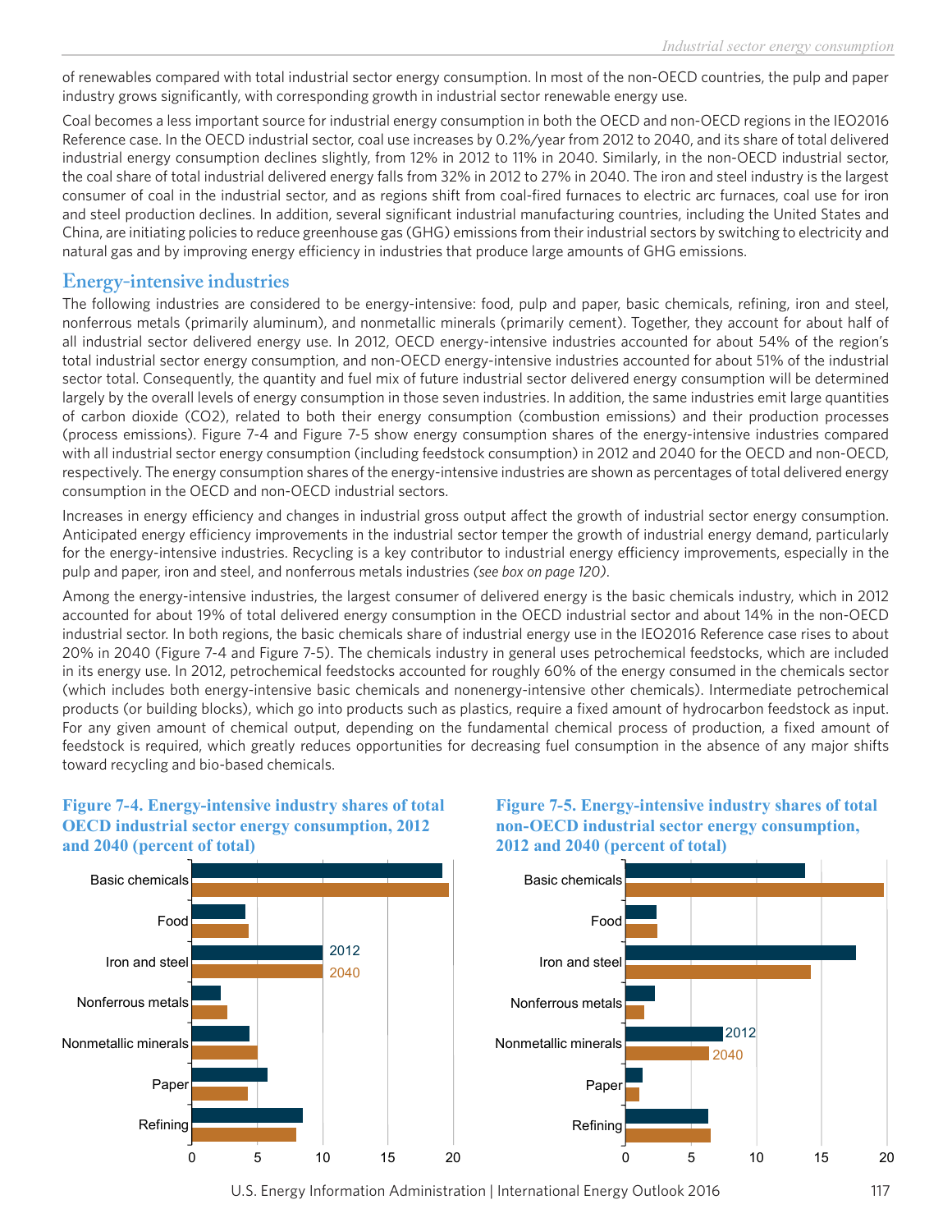of renewables compared with total industrial sector energy consumption. In most of the non-OECD countries, the pulp and paper industry grows significantly, with corresponding growth in industrial sector renewable energy use.

Coal becomes a less important source for industrial energy consumption in both the OECD and non-OECD regions in the IEO2016 Reference case. In the OECD industrial sector, coal use increases by 0.2%/year from 2012 to 2040, and its share of total delivered industrial energy consumption declines slightly, from 12% in 2012 to 11% in 2040. Similarly, in the non-OECD industrial sector, the coal share of total industrial delivered energy falls from 32% in 2012 to 27% in 2040. The iron and steel industry is the largest consumer of coal in the industrial sector, and as regions shift from coal-fired furnaces to electric arc furnaces, coal use for iron and steel production declines. In addition, several significant industrial manufacturing countries, including the United States and China, are initiating policies to reduce greenhouse gas (GHG) emissions from their industrial sectors by switching to electricity and natural gas and by improving energy efficiency in industries that produce large amounts of GHG emissions.

## Energy-intensive industries

The following industries are considered to be energy-intensive: food, pulp and paper, basic chemicals, refining, iron and steel, nonferrous metals (primarily aluminum), and nonmetallic minerals (primarily cement). Together, they account for about half of all industrial sector delivered energy use. In 2012, OECD energy-intensive industries accounted for about 54% of the region's total industrial sector energy consumption, and non-OECD energy-intensive industries accounted for about 51% of the industrial sector total. Consequently, the quantity and fuel mix of future industrial sector delivered energy consumption will be determined largely by the overall levels of energy consumption in those seven industries. In addition, the same industries emit large quantities of carbon dioxide ($CO_2$), related to both their energy consumption (combustion emissions) and their production processes (process emissions). Figure 7-4 and Figure 7-5 show energy consumption shares of the energy-intensive industries compared with all industrial sector energy consumption (including feedstock consumption) in 2012 and 2040 for the OECD and non-OECD, respectively. The energy consumption shares of the energy-intensive industries are shown as percentages of total delivered energy consumption in the OECD and non-OECD industrial sectors.

Increases in energy efficiency and changes in industrial gross output affect the growth of industrial sector energy consumption. Anticipated energy efficiency improvements in the industrial sector temper the growth of industrial energy demand, particularly for the energy-intensive industries. Recycling is a key contributor to industrial energy efficiency improvements, especially in the pulp and paper, iron and steel, and nonferrous metals industries *(see box on page 120)*.

Among the energy-intensive industries, the largest consumer of delivered energy is the basic chemicals industry, which in 2012 accounted for about 19% of total delivered energy consumption in the OECD industrial sector and about 14% in the non-OECD industrial sector. In both regions, the basic chemicals share of industrial energy use in the IEO2016 Reference case rises to about 20% in 2040 (Figure 7-4 and Figure 7-5). The chemicals industry in general uses petrochemical feedstocks, which are included in its energy use. In 2012, petrochemical feedstocks accounted for roughly 60% of the energy consumed in the chemicals sector (which includes both energy-intensive basic chemicals and nonenergy-intensive other chemicals). Intermediate petrochemical products (or building blocks), which go into products such as plastics, require a fixed amount of hydrocarbon feedstock as input. For any given amount of chemical output, depending on the fundamental chemical process of production, a fixed amount of feedstock is required, which greatly reduces opportunities for decreasing fuel consumption in the absence of any major shifts toward recycling and bio-based chemicals.

**Figure 7-4. Energy-intensive industry shares of total OECD industrial sector energy consumption, 2012 and 2040 (percent of total)**

**Figure 7-5. Energy-intensive industry shares of total non-OECD industrial sector energy consumption, 2012 and 2040 (percent of total)**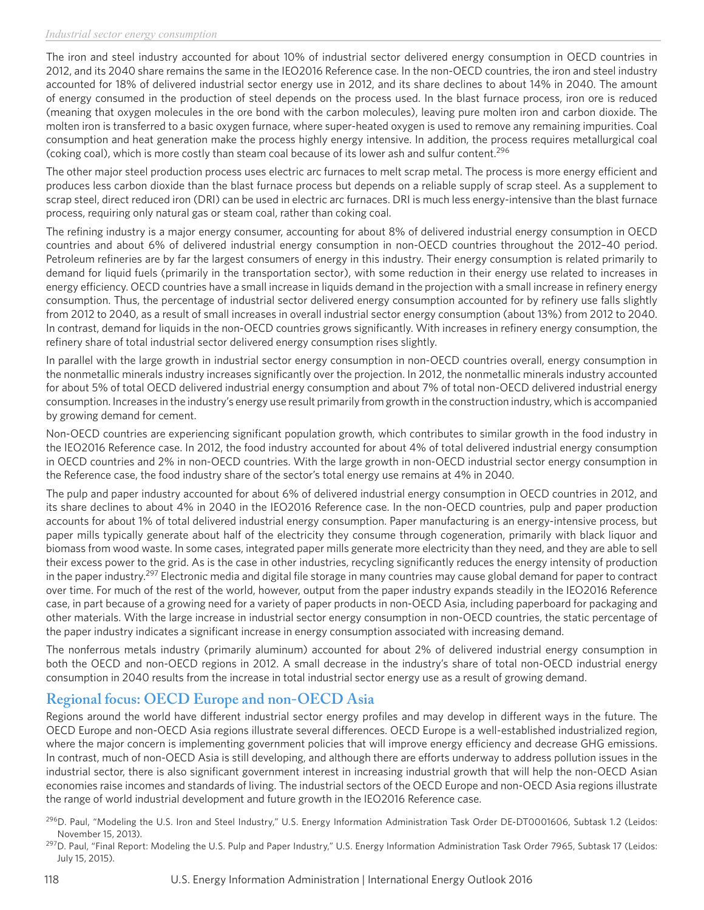The iron and steel industry accounted for about 10% of industrial sector delivered energy consumption in OECD countries in 2012, and its 2040 share remains the same in the IEO2016 Reference case. In the non-OECD countries, the iron and steel industry accounted for 18% of delivered industrial sector energy use in 2012, and its share declines to about 14% in 2040. The amount of energy consumed in the production of steel depends on the process used. In the blast furnace process, iron ore is reduced (meaning that oxygen molecules in the ore bond with the carbon molecules), leaving pure molten iron and carbon dioxide. The molten iron is transferred to a basic oxygen furnace, where super-heated oxygen is used to remove any remaining impurities. Coal consumption and heat generation make the process highly energy intensive. In addition, the process requires metallurgical coal (coking coal), which is more costly than steam coal because of its lower ash and sulfur content.[296]

The other major steel production process uses electric arc furnaces to melt scrap metal. The process is more energy efficient and produces less carbon dioxide than the blast furnace process but depends on a reliable supply of scrap steel. As a supplement to scrap steel, direct reduced iron (DRI) can be used in electric arc furnaces. DRI is much less energy-intensive than the blast furnace process, requiring only natural gas or steam coal, rather than coking coal.

The refining industry is a major energy consumer, accounting for about 8% of delivered industrial energy consumption in OECD countries and about 6% of delivered industrial energy consumption in non-OECD countries throughout the 2012–40 period. Petroleum refineries are by far the largest consumers of energy in this industry. Their energy consumption is related primarily to demand for liquid fuels (primarily in the transportation sector), with some reduction in their energy use related to increases in energy efficiency. OECD countries have a small increase in liquids demand in the projection with a small increase in refinery energy consumption. Thus, the percentage of industrial sector delivered energy consumption accounted for by refinery use falls slightly from 2012 to 2040, as a result of small increases in overall industrial sector energy consumption (about 13%) from 2012 to 2040. In contrast, demand for liquids in the non-OECD countries grows significantly. With increases in refinery energy consumption, the refinery share of total industrial sector delivered energy consumption rises slightly.

In parallel with the large growth in industrial sector energy consumption in non-OECD countries overall, energy consumption in the nonmetallic minerals industry increases significantly over the projection. In 2012, the nonmetallic minerals industry accounted for about 5% of total OECD delivered industrial energy consumption and about 7% of total non-OECD delivered industrial energy consumption. Increases in the industry's energy use result primarily from growth in the construction industry, which is accompanied by growing demand for cement.

Non-OECD countries are experiencing significant population growth, which contributes to similar growth in the food industry in the IEO2016 Reference case. In 2012, the food industry accounted for about 4% of total delivered industrial energy consumption in OECD countries and 2% in non-OECD countries. With the large growth in non-OECD industrial sector energy consumption in the Reference case, the food industry share of the sector's total energy use remains at 4% in 2040.

The pulp and paper industry accounted for about 6% of delivered industrial energy consumption in OECD countries in 2012, and its share declines to about 4% in 2040 in the IEO2016 Reference case. In the non-OECD countries, pulp and paper production accounts for about 1% of total delivered industrial energy consumption. Paper manufacturing is an energy-intensive process, but paper mills typically generate about half of the electricity they consume through cogeneration, primarily with black liquor and biomass from wood waste. In some cases, integrated paper mills generate more electricity than they need, and they are able to sell their excess power to the grid. As is the case in other industries, recycling significantly reduces the energy intensity of production in the paper industry.[297] Electronic media and digital file storage in many countries may cause global demand for paper to contract over time. For much of the rest of the world, however, output from the paper industry expands steadily in the IEO2016 Reference case, in part because of a growing need for a variety of paper products in non-OECD Asia, including paperboard for packaging and other materials. With the large increase in industrial sector energy consumption in non-OECD countries, the static percentage of the paper industry indicates a significant increase in energy consumption associated with increasing demand.

The nonferrous metals industry (primarily aluminum) accounted for about 2% of delivered industrial energy consumption in both the OECD and non-OECD regions in 2012. A small decrease in the industry's share of total non-OECD industrial energy consumption in 2040 results from the increase in total industrial sector energy use as a result of growing demand.

## Regional focus: OECD Europe and non-OECD Asia

Regions around the world have different industrial sector energy profiles and may develop in different ways in the future. The OECD Europe and non-OECD Asia regions illustrate several differences. OECD Europe is a well-established industrialized region, where the major concern is implementing government policies that will improve energy efficiency and decrease GHG emissions. In contrast, much of non-OECD Asia is still developing, and although there are efforts underway to address pollution issues in the industrial sector, there is also significant government interest in increasing industrial growth that will help the non-OECD Asian economies raise incomes and standards of living. The industrial sectors of the OECD Europe and non-OECD Asia regions illustrate the range of world industrial development and future growth in the IEO2016 Reference case.

[296] D. Paul, "Modeling the U.S. Iron and Steel Industry," U.S. Energy Information Administration Task Order DE-DT0001606, Subtask 1.2 (Leidos: November 15, 2013).

[297] D. Paul, "Final Report: Modeling the U.S. Pulp and Paper Industry," U.S. Energy Information Administration Task Order 7965, Subtask 17 (Leidos: July 15, 2015).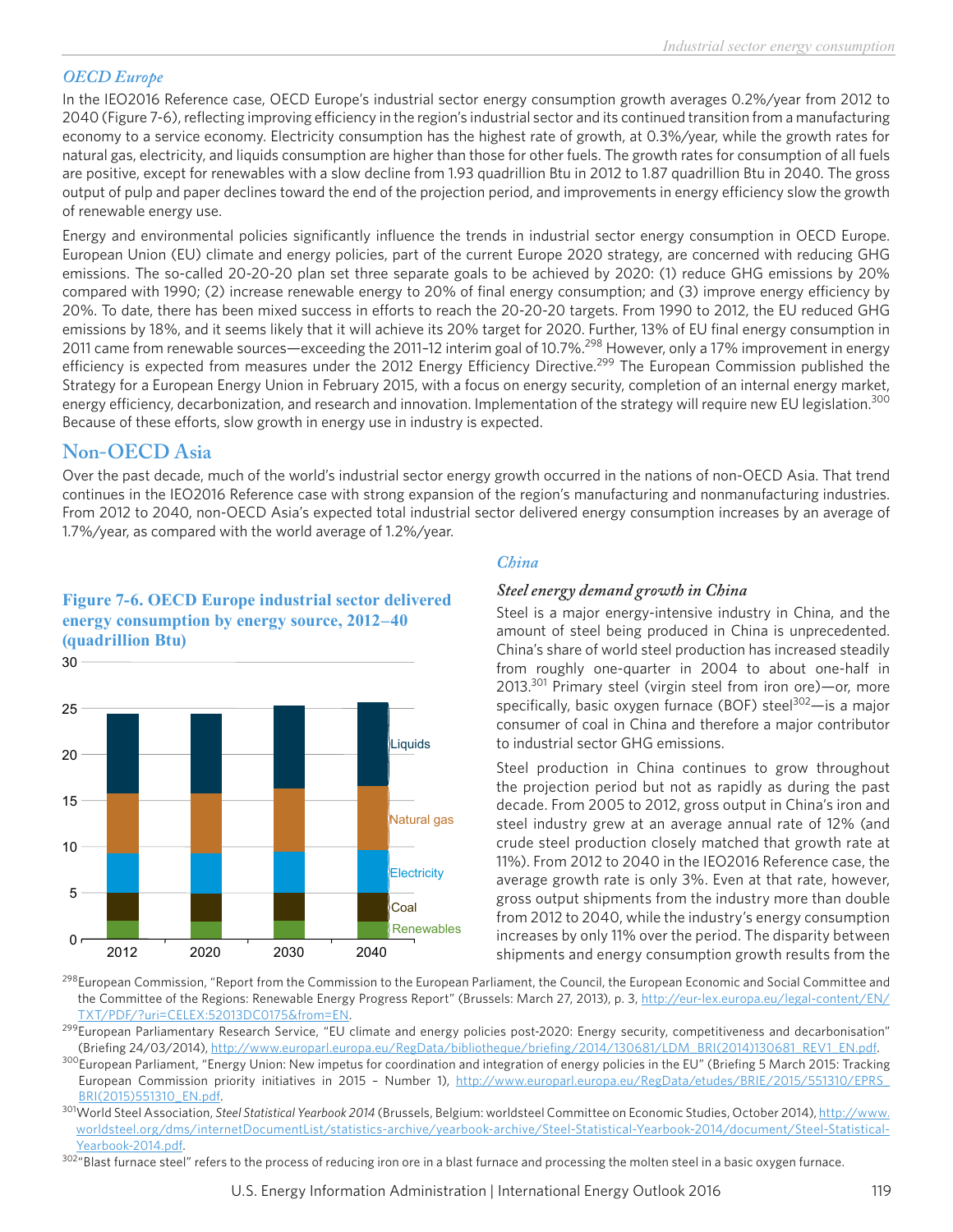### *OECD Europe*

In the IEO2016 Reference case, OECD Europe's industrial sector energy consumption growth averages 0.2%/year from 2012 to 2040 (Figure 7-6), reflecting improving efficiency in the region's industrial sector and its continued transition from a manufacturing economy to a service economy. Electricity consumption has the highest rate of growth, at 0.3%/year, while the growth rates for natural gas, electricity, and liquids consumption are higher than those for other fuels. The growth rates for consumption of all fuels are positive, except for renewables with a slow decline from 1.93 quadrillion Btu in 2012 to 1.87 quadrillion Btu in 2040. The gross output of pulp and paper declines toward the end of the projection period, and improvements in energy efficiency slow the growth of renewable energy use.

Energy and environmental policies significantly influence the trends in industrial sector energy consumption in OECD Europe. European Union (EU) climate and energy policies, part of the current Europe 2020 strategy, are concerned with reducing GHG emissions. The so-called 20-20-20 plan set three separate goals to be achieved by 2020: (1) reduce GHG emissions by 20% compared with 1990; (2) increase renewable energy to 20% of final energy consumption; and (3) improve energy efficiency by 20%. To date, there has been mixed success in efforts to reach the 20-20-20 targets. From 1990 to 2012, the EU reduced GHG emissions by 18%, and it seems likely that it will achieve its 20% target for 2020. Further, 13% of EU final energy consumption in 2011 came from renewable sources—exceeding the 2011–12 interim goal of 10.7%.[298] However, only a 17% improvement in energy efficiency is expected from measures under the 2012 Energy Efficiency Directive.[299] The European Commission published the Strategy for a European Energy Union in February 2015, with a focus on energy security, completion of an internal energy market, energy efficiency, decarbonization, and research and innovation. Implementation of the strategy will require new EU legislation.[300] Because of these efforts, slow growth in energy use in industry is expected.

## Non-OECD Asia

Over the past decade, much of the world's industrial sector energy growth occurred in the nations of non-OECD Asia. That trend continues in the IEO2016 Reference case with strong expansion of the region's manufacturing and nonmanufacturing industries. From 2012 to 2040, non-OECD Asia's expected total industrial sector delivered energy consumption increases by an average of 1.7%/year, as compared with the world average of 1.2%/year.

**Figure 7-6. OECD Europe industrial sector delivered energy consumption by energy source, 2012–40 (quadrillion Btu)**

### *China*

#### *Steel energy demand growth in China*

Steel is a major energy-intensive industry in China, and the amount of steel being produced in China is unprecedented. China's share of world steel production has increased steadily from roughly one-quarter in 2004 to about one-half in 2013.[301] Primary steel (virgin steel from iron ore)—or, more specifically, basic oxygen furnace (BOF) steel[302]—is a major consumer of coal in China and therefore a major contributor to industrial sector GHG emissions.

Steel production in China continues to grow throughout the projection period but not as rapidly as during the past decade. From 2005 to 2012, gross output in China's iron and steel industry grew at an average annual rate of 12% (and crude steel production closely matched that growth rate at 11%). From 2012 to 2040 in the IEO2016 Reference case, the average growth rate is only 3%. Even at that rate, however, gross output shipments from the industry more than double from 2012 to 2040, while the industry's energy consumption increases by only 11% over the period. The disparity between shipments and energy consumption growth results from the

---

[298] European Commission, "Report from the Commission to the European Parliament, the Council, the European Economic and Social Committee and the Committee of the Regions: Renewable Energy Progress Report" (Brussels: March 27, 2013), p. 3, http://eur-lex.europa.eu/legal-content/EN/TXT/PDF/?uri=CELEX:52013DC0175&from=EN.

[299] European Parliamentary Research Service, "EU climate and energy policies post-2020: Energy security, competitiveness and decarbonisation" (Briefing 24/03/2014), http://www.europarl.europa.eu/RegData/bibliotheque/briefing/2014/130681/LDM_BRI(2014)130681_REV1_EN.pdf.

[300] European Parliament, "Energy Union: New impetus for coordination and integration of energy policies in the EU" (Briefing 5 March 2015: Tracking European Commission priority initiatives in 2015 – Number 1), http://www.europarl.europa.eu/RegData/etudes/BRIE/2015/551310/EPRS_BRI(2015)551310_EN.pdf.

[301] World Steel Association, *Steel Statistical Yearbook 2014* (Brussels, Belgium: worldsteel Committee on Economic Studies, October 2014), http://www.worldsteel.org/dms/internetDocumentList/statistics-archive/yearbook-archive/Steel-Statistical-Yearbook-2014/document/Steel-Statistical-Yearbook-2014.pdf.

[302] "Blast furnace steel" refers to the process of reducing iron ore in a blast furnace and processing the molten steel in a basic oxygen furnace.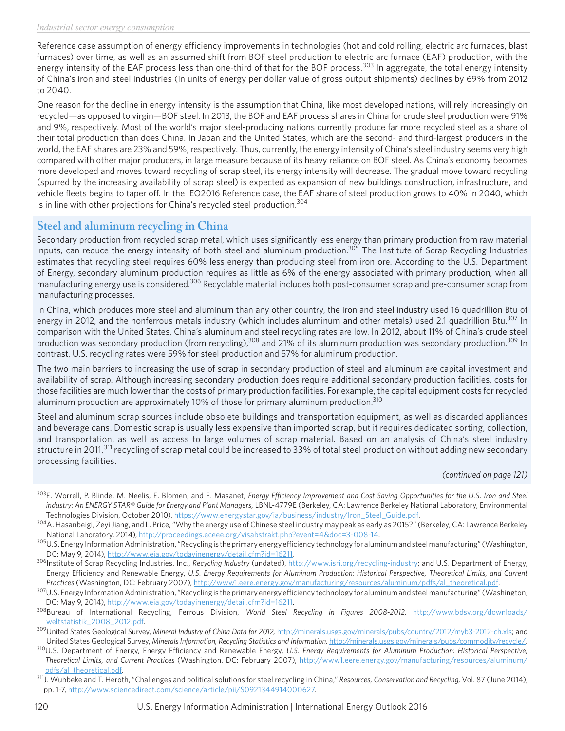Reference case assumption of energy efficiency improvements in technologies (hot and cold rolling, electric arc furnaces, blast furnaces) over time, as well as an assumed shift from BOF steel production to electric arc furnace (EAF) production, with the energy intensity of the EAF process less than one-third of that for the BOF process.[303] In aggregate, the total energy intensity of China's iron and steel industries (in units of energy per dollar value of gross output shipments) declines by 69% from 2012 to 2040.

One reason for the decline in energy intensity is the assumption that China, like most developed nations, will rely increasingly on recycled—as opposed to virgin—BOF steel. In 2013, the BOF and EAF process shares in China for crude steel production were 91% and 9%, respectively. Most of the world's major steel-producing nations currently produce far more recycled steel as a share of their total production than does China. In Japan and the United States, which are the second- and third-largest producers in the world, the EAF shares are 23% and 59%, respectively. Thus, currently, the energy intensity of China's steel industry seems very high compared with other major producers, in large measure because of its heavy reliance on BOF steel. As China's economy becomes more developed and moves toward recycling of scrap steel, its energy intensity will decrease. The gradual move toward recycling (spurred by the increasing availability of scrap steel) is expected as expansion of new buildings construction, infrastructure, and vehicle fleets begins to taper off. In the IEO2016 Reference case, the EAF share of steel production grows to 40% in 2040, which is in line with other projections for China's recycled steel production.[304]

## Steel and aluminum recycling in China

Secondary production from recycled scrap metal, which uses significantly less energy than primary production from raw material inputs, can reduce the energy intensity of both steel and aluminum production.[305] The Institute of Scrap Recycling Industries estimates that recycling steel requires 60% less energy than producing steel from iron ore. According to the U.S. Department of Energy, secondary aluminum production requires as little as 6% of the energy associated with primary production, when all manufacturing energy use is considered.[306] Recyclable material includes both post-consumer scrap and pre-consumer scrap from manufacturing processes.

In China, which produces more steel and aluminum than any other country, the iron and steel industry used 16 quadrillion Btu of energy in 2012, and the nonferrous metals industry (which includes aluminum and other metals) used 2.1 quadrillion Btu.[307] In comparison with the United States, China's aluminum and steel recycling rates are low. In 2012, about 11% of China's crude steel production was secondary production (from recycling),[308] and 21% of its aluminum production was secondary production.[309] In contrast, U.S. recycling rates were 59% for steel production and 57% for aluminum production.

The two main barriers to increasing the use of scrap in secondary production of steel and aluminum are capital investment and availability of scrap. Although increasing secondary production does require additional secondary production facilities, costs for those facilities are much lower than the costs of primary production facilities. For example, the capital equipment costs for recycled aluminum production are approximately 10% of those for primary aluminum production.[310]

Steel and aluminum scrap sources include obsolete buildings and transportation equipment, as well as discarded appliances and beverage cans. Domestic scrap is usually less expensive than imported scrap, but it requires dedicated sorting, collection, and transportation, as well as access to large volumes of scrap material. Based on an analysis of China's steel industry structure in 2011,[311] recycling of scrap metal could be increased to 33% of total steel production without adding new secondary processing facilities.

*(continued on page 121)*

---

[303] E. Worrell, P. Blinde, M. Neelis, E. Blomen, and E. Masanet, *Energy Efficiency Improvement and Cost Saving Opportunities for the U.S. Iron and Steel industry: An ENERGY STAR® Guide for Energy and Plant Managers*, LBNL-4779E (Berkeley, CA: Lawrence Berkeley National Laboratory, Environmental Technologies Division, October 2010), https://www.energystar.gov/ia/business/industry/Iron_Steel_Guide.pdf.

[304] A. Hasanbeigi, Zeyi Jiang, and L. Price, "Why the energy use of Chinese steel industry may peak as early as 2015?" (Berkeley, CA: Lawrence Berkeley National Laboratory, 2014), http://proceedings.eceee.org/visabstrakt.php?event=4&doc=3-008-14.

[305] U.S. Energy Information Administration, "Recycling is the primary energy efficiency technology for aluminum and steel manufacturing" (Washington, DC: May 9, 2014), http://www.eia.gov/todayinenergy/detail.cfm?id=16211.

[306] Institute of Scrap Recycling Industries, Inc., *Recycling Industry* (undated), http://www.isri.org/recycling-industry; and U.S. Department of Energy, Energy Efficiency and Renewable Energy, *U.S. Energy Requirements for Aluminum Production: Historical Perspective, Theoretical Limits, and Current Practices* (Washington, DC: February 2007), http://www1.eere.energy.gov/manufacturing/resources/aluminum/pdfs/al_theoretical.pdf.

[307] U.S. Energy Information Administration, "Recycling is the primary energy efficiency technology for aluminum and steel manufacturing" (Washington, DC: May 9, 2014), http://www.eia.gov/todayinenergy/detail.cfm?id=16211.

[308] Bureau of International Recycling, Ferrous Division, *World Steel Recycling in Figures 2008-2012*, http://www.bdsv.org/downloads/weltstatistik_2008_2012.pdf.

[309] United States Geological Survey, *Mineral Industry of China Data for 2012*, http://minerals.usgs.gov/minerals/pubs/country/2012/myb3-2012-ch.xls; and United States Geological Survey, *Minerals Information, Recycling Statistics and Information*, http://minerals.usgs.gov/minerals/pubs/commodity/recycle/.

[310] U.S. Department of Energy, Energy Efficiency and Renewable Energy, *U.S. Energy Requirements for Aluminum Production: Historical Perspective, Theoretical Limits, and Current Practices* (Washington, DC: February 2007), http://www1.eere.energy.gov/manufacturing/resources/aluminum/pdfs/al_theoretical.pdf.

[311] J. Wubbeke and T. Heroth, "Challenges and political solutions for steel recycling in China," *Resources, Conservation and Recycling*, Vol. 87 (June 2014), pp. 1-7, http://www.sciencedirect.com/science/article/pii/S0921344914000627.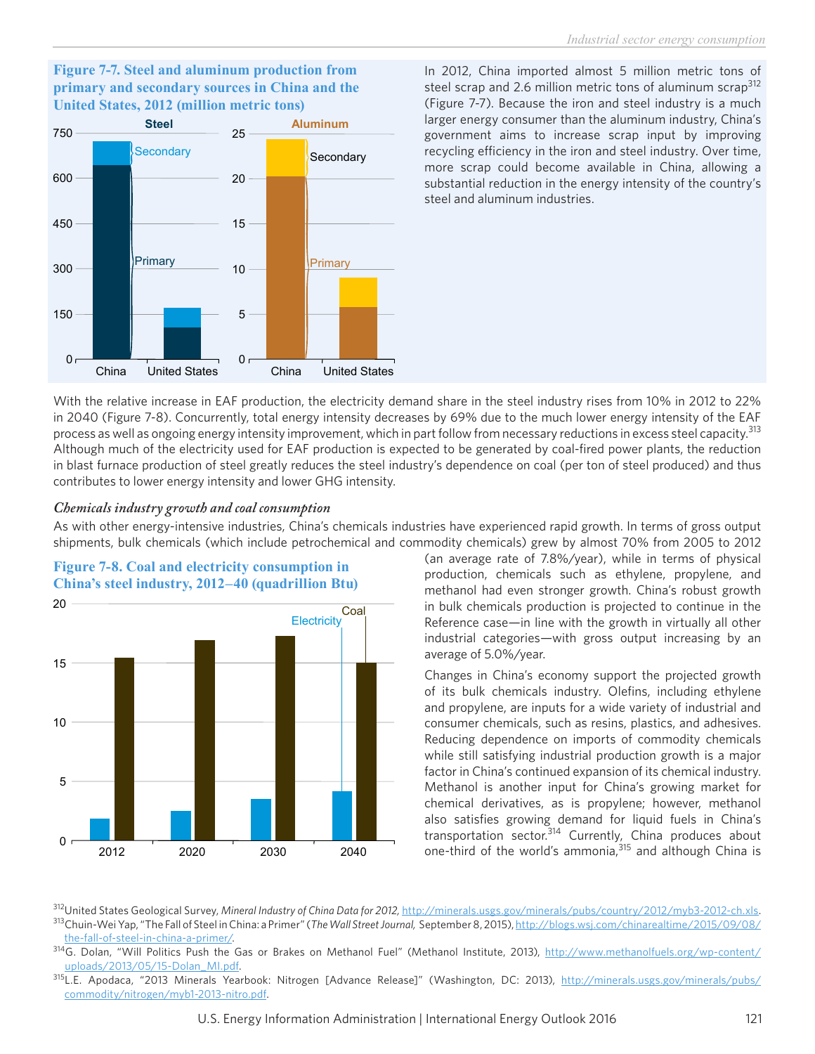**Figure 7-7. Steel and aluminum production from primary and secondary sources in China and the United States, 2012 (million metric tons)**

In 2012, China imported almost 5 million metric tons of steel scrap and 2.6 million metric tons of aluminum scrap[312] (Figure 7-7). Because the iron and steel industry is a much larger energy consumer than the aluminum industry, China's government aims to increase scrap input by improving recycling efficiency in the iron and steel industry. Over time, more scrap could become available in China, allowing a substantial reduction in the energy intensity of the country's steel and aluminum industries.

With the relative increase in EAF production, the electricity demand share in the steel industry rises from 10% in 2012 to 22% in 2040 (Figure 7-8). Concurrently, total energy intensity decreases by 69% due to the much lower energy intensity of the EAF process as well as ongoing energy intensity improvement, which in part follow from necessary reductions in excess steel capacity.[313] Although much of the electricity used for EAF production is expected to be generated by coal-fired power plants, the reduction in blast furnace production of steel greatly reduces the steel industry's dependence on coal (per ton of steel produced) and thus contributes to lower energy intensity and lower GHG intensity.

### *Chemicals industry growth and coal consumption*

As with other energy-intensive industries, China's chemicals industries have experienced rapid growth. In terms of gross output shipments, bulk chemicals (which include petrochemical and commodity chemicals) grew by almost 70% from 2005 to 2012 (an average rate of 7.8%/year), while in terms of physical production, chemicals such as ethylene, propylene, and methanol had even stronger growth. China's robust growth in bulk chemicals production is projected to continue in the Reference case—in line with the growth in virtually all other industrial categories—with gross output increasing by an average of 5.0%/year.

**Figure 7-8. Coal and electricity consumption in China's steel industry, 2012–40 (quadrillion Btu)**

Changes in China's economy support the projected growth of its bulk chemicals industry. Olefins, including ethylene and propylene, are inputs for a wide variety of industrial and consumer chemicals, such as resins, plastics, and adhesives. Reducing dependence on imports of commodity chemicals while still satisfying industrial production growth is a major factor in China's continued expansion of its chemical industry. Methanol is another input for China's growing market for chemical derivatives, as is propylene; however, methanol also satisfies growing demand for liquid fuels in China's transportation sector.[314] Currently, China produces about one-third of the world's ammonia,[315] and although China is

---

[312] United States Geological Survey, *Mineral Industry of China Data for 2012*, http://minerals.usgs.gov/minerals/pubs/country/2012/myb3-2012-ch.xls.

[313] Chuin-Wei Yap, "The Fall of Steel in China: a Primer" (*The Wall Street Journal*, September 8, 2015), http://blogs.wsj.com/chinarealtime/2015/09/08/the-fall-of-steel-in-china-a-primer/.

[314] G. Dolan, "Will Politics Push the Gas or Brakes on Methanol Fuel" (Methanol Institute, 2013), http://www.methanolfuels.org/wp-content/uploads/2013/05/15-Dolan_MI.pdf.

[315] L.E. Apodaca, "2013 Minerals Yearbook: Nitrogen [Advance Release]" (Washington, DC: 2013), http://minerals.usgs.gov/minerals/pubs/commodity/nitrogen/myb1-2013-nitro.pdf.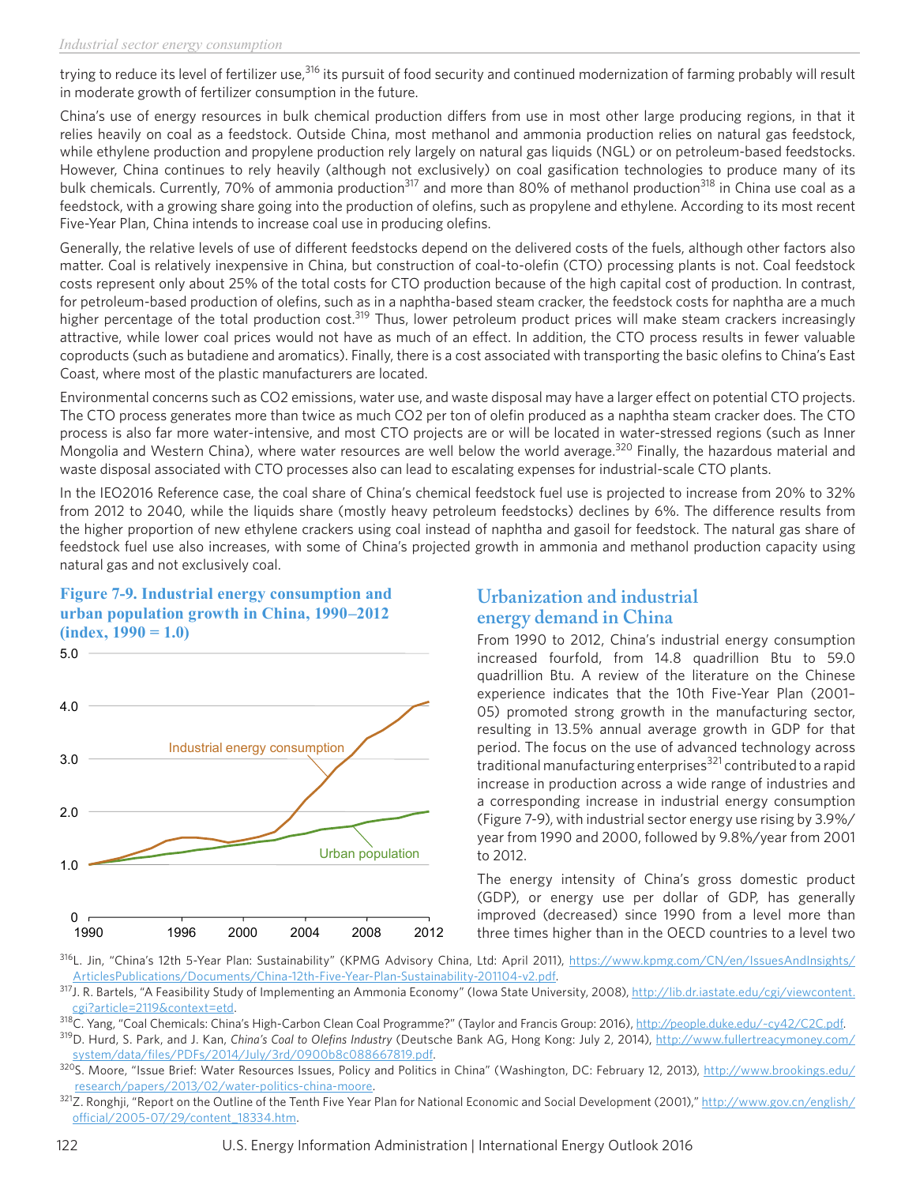trying to reduce its level of fertilizer use,[316] its pursuit of food security and continued modernization of farming probably will result in moderate growth of fertilizer consumption in the future.

China's use of energy resources in bulk chemical production differs from use in most other large producing regions, in that it relies heavily on coal as a feedstock. Outside China, most methanol and ammonia production relies on natural gas feedstock, while ethylene production and propylene production rely largely on natural gas liquids (NGL) or on petroleum-based feedstocks. However, China continues to rely heavily (although not exclusively) on coal gasification technologies to produce many of its bulk chemicals. Currently, 70% of ammonia production[317] and more than 80% of methanol production[318] in China use coal as a feedstock, with a growing share going into the production of olefins, such as propylene and ethylene. According to its most recent Five-Year Plan, China intends to increase coal use in producing olefins.

Generally, the relative levels of use of different feedstocks depend on the delivered costs of the fuels, although other factors also matter. Coal is relatively inexpensive in China, but construction of coal-to-olefin (CTO) processing plants is not. Coal feedstock costs represent only about 25% of the total costs for CTO production because of the high capital cost of production. In contrast, for petroleum-based production of olefins, such as in a naphtha-based steam cracker, the feedstock costs for naphtha are a much higher percentage of the total production cost.[319] Thus, lower petroleum product prices will make steam crackers increasingly attractive, while lower coal prices would not have as much of an effect. In addition, the CTO process results in fewer valuable coproducts (such as butadiene and aromatics). Finally, there is a cost associated with transporting the basic olefins to China's East Coast, where most of the plastic manufacturers are located.

Environmental concerns such as CO2 emissions, water use, and waste disposal may have a larger effect on potential CTO projects. The CTO process generates more than twice as much CO2 per ton of olefin produced as a naphtha steam cracker does. The CTO process is also far more water-intensive, and most CTO projects are or will be located in water-stressed regions (such as Inner Mongolia and Western China), where water resources are well below the world average.[320] Finally, the hazardous material and waste disposal associated with CTO processes also can lead to escalating expenses for industrial-scale CTO plants.

In the IEO2016 Reference case, the coal share of China's chemical feedstock fuel use is projected to increase from 20% to 32% from 2012 to 2040, while the liquids share (mostly heavy petroleum feedstocks) declines by 6%. The difference results from the higher proportion of new ethylene crackers using coal instead of naphtha and gasoil for feedstock. The natural gas share of feedstock fuel use also increases, with some of China's projected growth in ammonia and methanol production capacity using natural gas and not exclusively coal.

**Figure 7-9. Industrial energy consumption and urban population growth in China, 1990–2012 (index, 1990 = 1.0)**

## Urbanization and industrial energy demand in China

From 1990 to 2012, China's industrial energy consumption increased fourfold, from 14.8 quadrillion Btu to 59.0 quadrillion Btu. A review of the literature on the Chinese experience indicates that the 10th Five-Year Plan (2001–05) promoted strong growth in the manufacturing sector, resulting in 13.5% annual average growth in GDP for that period. The focus on the use of advanced technology across traditional manufacturing enterprises[321] contributed to a rapid increase in production across a wide range of industries and a corresponding increase in industrial energy consumption (Figure 7-9), with industrial sector energy use rising by 3.9%/year from 1990 and 2000, followed by 9.8%/year from 2001 to 2012.

The energy intensity of China's gross domestic product (GDP), or energy use per dollar of GDP, has generally improved (decreased) since 1990 from a level more than three times higher than in the OECD countries to a level two

---

[316] L. Jin, "China's 12th 5-Year Plan: Sustainability" (KPMG Advisory China, Ltd: April 2011), https://www.kpmg.com/CN/en/IssuesAndInsights/ArticlesPublications/Documents/China-12th-Five-Year-Plan-Sustainability-201104-v2.pdf.

[317] J. R. Bartels, "A Feasibility Study of Implementing an Ammonia Economy" (Iowa State University, 2008), http://lib.dr.iastate.edu/cgi/viewcontent.cgi?article=2119&context=etd.

[318] C. Yang, "Coal Chemicals: China's High-Carbon Clean Coal Programme?" (Taylor and Francis Group: 2016), http://people.duke.edu/~cy42/C2C.pdf.

[319] D. Hurd, S. Park, and J. Kan, *China's Coal to Olefins Industry* (Deutsche Bank AG, Hong Kong: July 2, 2014), http://www.fullertreacymoney.com/system/data/files/PDFs/2014/July/3rd/0900b8c088667819.pdf.

[320] S. Moore, "Issue Brief: Water Resources Issues, Policy and Politics in China" (Washington, DC: February 12, 2013), http://www.brookings.edu/research/papers/2013/02/water-politics-china-moore.

[321] Z. Ronghji, "Report on the Outline of the Tenth Five Year Plan for National Economic and Social Development (2001)," http://www.gov.cn/english/official/2005-07/29/content_18334.htm.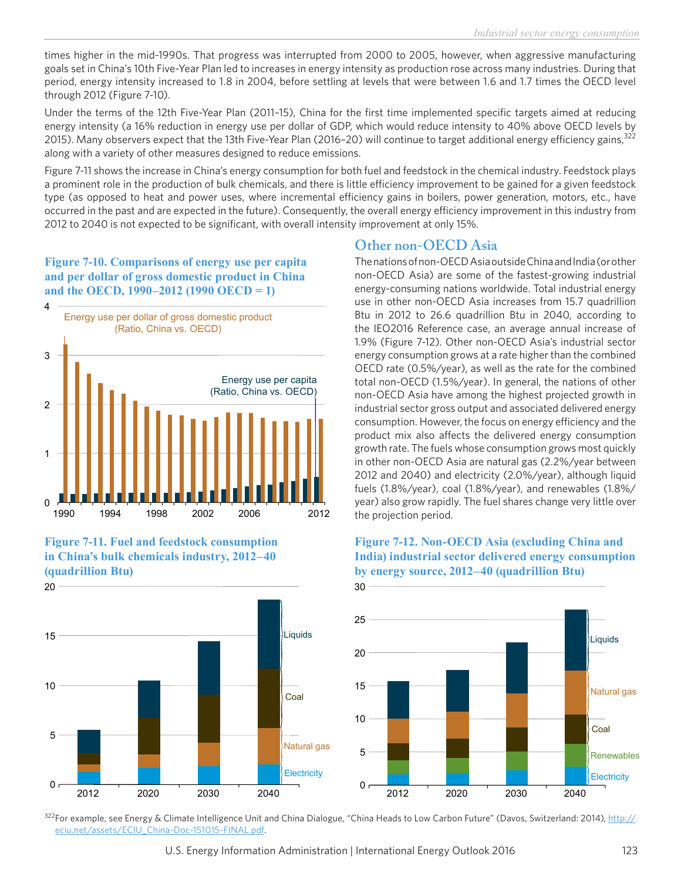times higher in the mid-1990s. That progress was interrupted from 2000 to 2005, however, when aggressive manufacturing goals set in China's 10th Five-Year Plan led to increases in energy intensity as production rose across many industries. During that period, energy intensity increased to 1.8 in 2004, before settling at levels that were between 1.6 and 1.7 times the OECD level through 2012 (Figure 7-10).

Under the terms of the 12th Five-Year Plan (2011–15), China for the first time implemented specific targets aimed at reducing energy intensity (a 16% reduction in energy use per dollar of GDP, which would reduce intensity to 40% above OECD levels by 2015). Many observers expect that the 13th Five-Year Plan (2016–20) will continue to target additional energy efficiency gains,[322] along with a variety of other measures designed to reduce emissions.

Figure 7-11 shows the increase in China's energy consumption for both fuel and feedstock in the chemical industry. Feedstock plays a prominent role in the production of bulk chemicals, and there is little efficiency improvement to be gained for a given feedstock type (as opposed to heat and power uses, where incremental efficiency gains in boilers, power generation, motors, etc., have occurred in the past and are expected in the future). Consequently, the overall energy efficiency improvement in this industry from 2012 to 2040 is not expected to be significant, with overall intensity improvement at only 15%.

**Figure 7-10. Comparisons of energy use per capita and per dollar of gross domestic product in China and the OECD, 1990–2012 (1990 OECD = 1)**

**Figure 7-11. Fuel and feedstock consumption in China's bulk chemicals industry, 2012–40 (quadrillion Btu)**

## Other non-OECD Asia

The nations of non-OECD Asia outside China and India (or other non-OECD Asia) are some of the fastest-growing industrial energy-consuming nations worldwide. Total industrial energy use in other non-OECD Asia increases from 15.7 quadrillion Btu in 2012 to 26.6 quadrillion Btu in 2040, according to the IEO2016 Reference case, an average annual increase of 1.9% (Figure 7-12). Other non-OECD Asia's industrial sector energy consumption grows at a rate higher than the combined OECD rate (0.5%/year), as well as the rate for the combined total non-OECD (1.5%/year). In general, the nations of other non-OECD Asia have among the highest projected growth in industrial sector gross output and associated delivered energy consumption. However, the focus on energy efficiency and the product mix also affects the delivered energy consumption growth rate. The fuels whose consumption grows most quickly in other non-OECD Asia are natural gas (2.2%/year between 2012 and 2040) and electricity (2.0%/year), although liquid fuels (1.8%/year), coal (1.8%/year), and renewables (1.8%/year) also grow rapidly. The fuel shares change very little over the projection period.

**Figure 7-12. Non-OECD Asia (excluding China and India) industrial sector delivered energy consumption by energy source, 2012–40 (quadrillion Btu)**

[322]For example, see Energy & Climate Intelligence Unit and China Dialogue, "China Heads to Low Carbon Future" (Davos, Switzerland: 2014), http://eciu.net/assets/ECIU_China-Doc-151015-FINAL.pdf.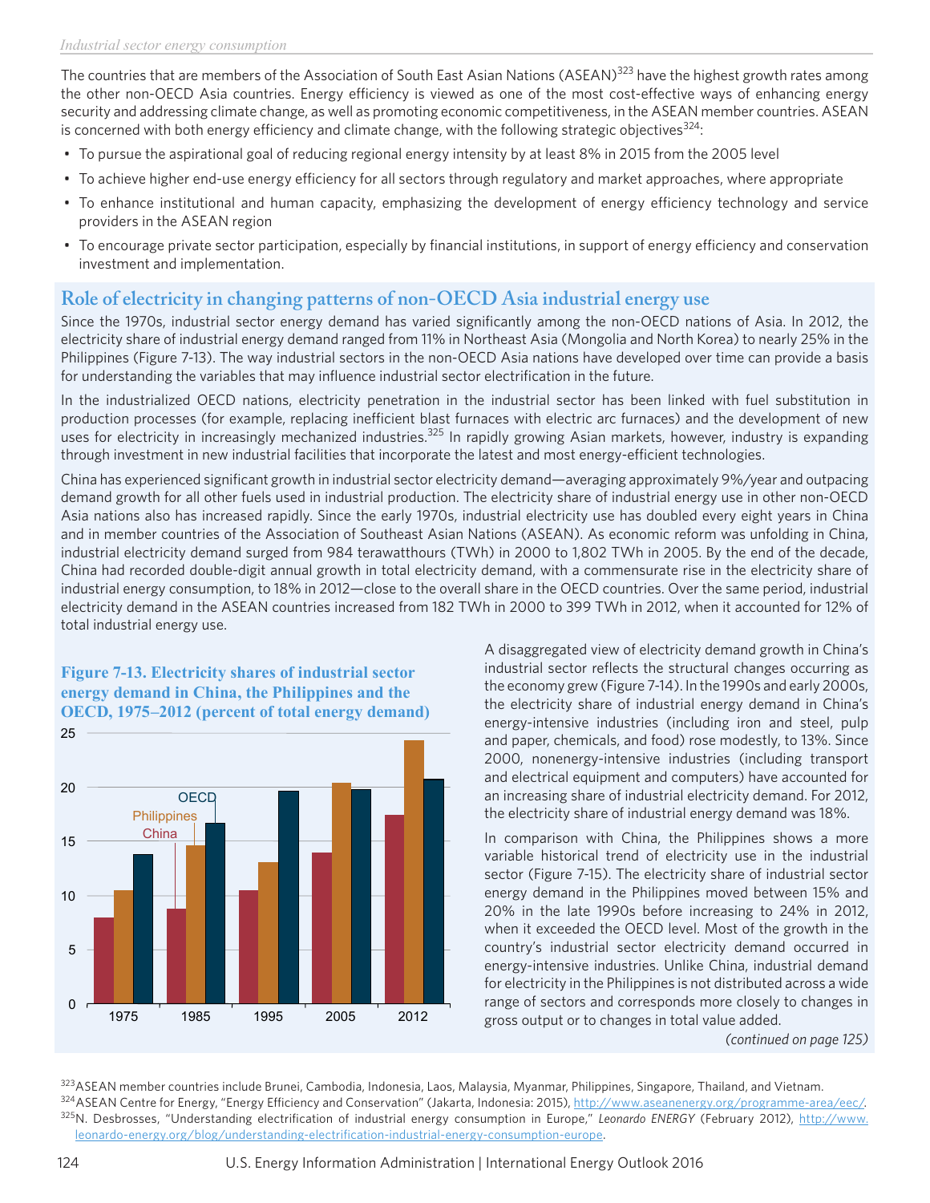The countries that are members of the Association of South East Asian Nations (ASEAN)[323] have the highest growth rates among the other non-OECD Asia countries. Energy efficiency is viewed as one of the most cost-effective ways of enhancing energy security and addressing climate change, as well as promoting economic competitiveness, in the ASEAN member countries. ASEAN is concerned with both energy efficiency and climate change, with the following strategic objectives[324]:

- To pursue the aspirational goal of reducing regional energy intensity by at least 8% in 2015 from the 2005 level
- To achieve higher end-use energy efficiency for all sectors through regulatory and market approaches, where appropriate
- To enhance institutional and human capacity, emphasizing the development of energy efficiency technology and service providers in the ASEAN region
- To encourage private sector participation, especially by financial institutions, in support of energy efficiency and conservation investment and implementation.

## Role of electricity in changing patterns of non-OECD Asia industrial energy use

Since the 1970s, industrial sector energy demand has varied significantly among the non-OECD nations of Asia. In 2012, the electricity share of industrial energy demand ranged from 11% in Northeast Asia (Mongolia and North Korea) to nearly 25% in the Philippines (Figure 7-13). The way industrial sectors in the non-OECD Asia nations have developed over time can provide a basis for understanding the variables that may influence industrial sector electrification in the future.

In the industrialized OECD nations, electricity penetration in the industrial sector has been linked with fuel substitution in production processes (for example, replacing inefficient blast furnaces with electric arc furnaces) and the development of new uses for electricity in increasingly mechanized industries.[325] In rapidly growing Asian markets, however, industry is expanding through investment in new industrial facilities that incorporate the latest and most energy-efficient technologies.

China has experienced significant growth in industrial sector electricity demand—averaging approximately 9%/year and outpacing demand growth for all other fuels used in industrial production. The electricity share of industrial energy use in other non-OECD Asia nations also has increased rapidly. Since the early 1970s, industrial electricity use has doubled every eight years in China and in member countries of the Association of Southeast Asian Nations (ASEAN). As economic reform was unfolding in China, industrial electricity demand surged from 984 terawatthours (TWh) in 2000 to 1,802 TWh in 2005. By the end of the decade, China had recorded double-digit annual growth in total electricity demand, with a commensurate rise in the electricity share of industrial energy consumption, to 18% in 2012—close to the overall share in the OECD countries. Over the same period, industrial electricity demand in the ASEAN countries increased from 182 TWh in 2000 to 399 TWh in 2012, when it accounted for 12% of total industrial energy use.

**Figure 7-13. Electricity shares of industrial sector energy demand in China, the Philippines and the OECD, 1975–2012 (percent of total energy demand)**

| Year | China | Philippines | OECD |
|---|---|---|---|
| 1975 | 8 | 10.5 | 13.8 |
| 1985 | 8.8 | 14.6 | 16.7 |
| 1995 | 10.5 | 13.1 | 19.7 |
| 2005 | 14 | 20.4 | 19.8 |
| 2012 | 17.5 | 24.4 | 20.7 |

A disaggregated view of electricity demand growth in China's industrial sector reflects the structural changes occurring as the economy grew (Figure 7-14). In the 1990s and early 2000s, the electricity share of industrial energy demand in China's energy-intensive industries (including iron and steel, pulp and paper, chemicals, and food) rose modestly, to 13%. Since 2000, nonenergy-intensive industries (including transport and electrical equipment and computers) have accounted for an increasing share of industrial electricity demand. For 2012, the electricity share of industrial energy demand was 18%.

In comparison with China, the Philippines shows a more variable historical trend of electricity use in the industrial sector (Figure 7-15). The electricity share of industrial sector energy demand in the Philippines moved between 15% and 20% in the late 1990s before increasing to 24% in 2012, when it exceeded the OECD level. Most of the growth in the country's industrial sector electricity demand occurred in energy-intensive industries. Unlike China, industrial demand for electricity in the Philippines is not distributed across a wide range of sectors and corresponds more closely to changes in gross output or to changes in total value added.

*(continued on page 125)*

---

[323] ASEAN member countries include Brunei, Cambodia, Indonesia, Laos, Malaysia, Myanmar, Philippines, Singapore, Thailand, and Vietnam.

[324] ASEAN Centre for Energy, "Energy Efficiency and Conservation" (Jakarta, Indonesia: 2015), http://www.aseanenergy.org/programme-area/eec/.

[325] N. Desbrosses, "Understanding electrification of industrial energy consumption in Europe," *Leonardo ENERGY* (February 2012), http://www.leonardo-energy.org/blog/understanding-electrification-industrial-energy-consumption-europe.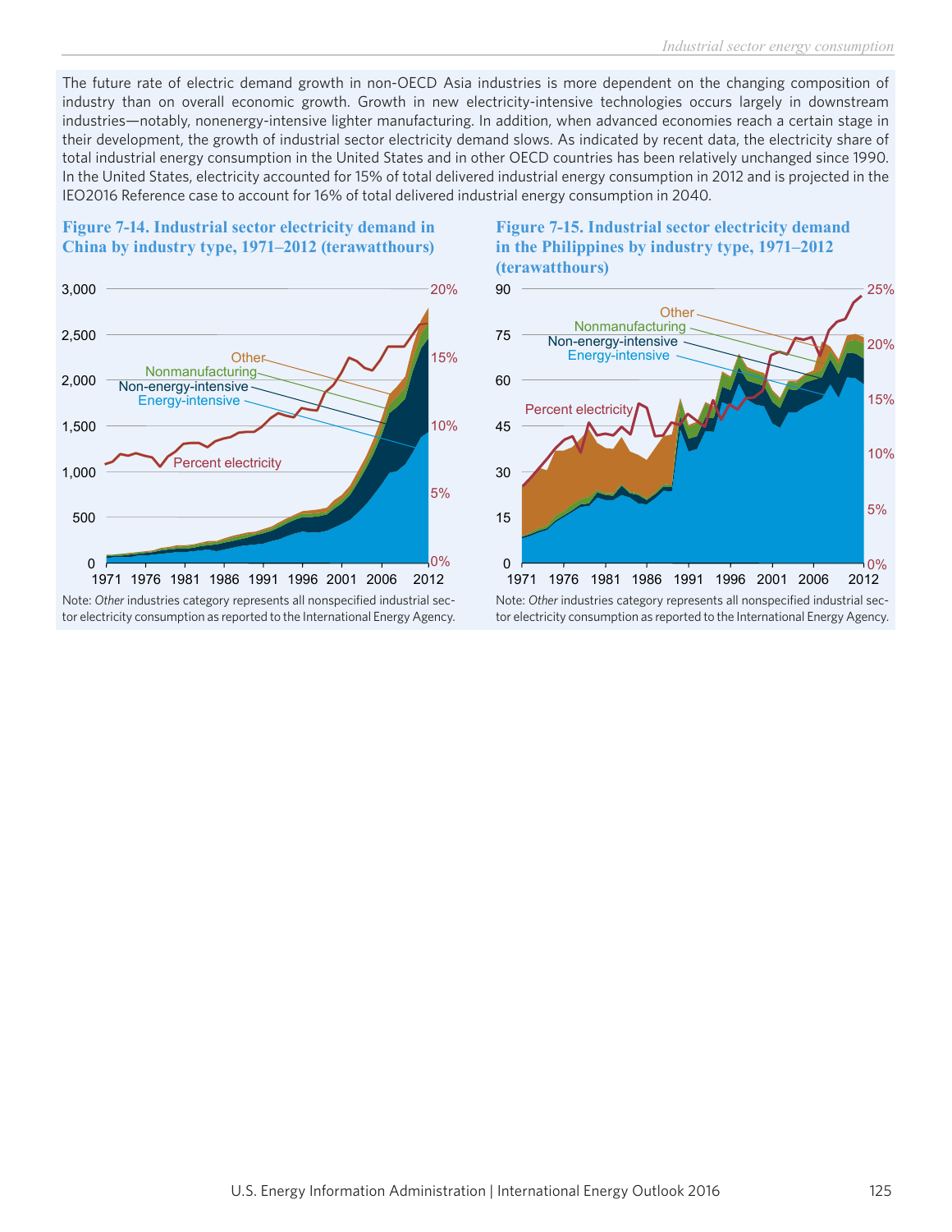The future rate of electric demand growth in non-OECD Asia industries is more dependent on the changing composition of industry than on overall economic growth. Growth in new electricity-intensive technologies occurs largely in downstream industries—notably, nonenergy-intensive lighter manufacturing. In addition, when advanced economies reach a certain stage in their development, the growth of industrial sector electricity demand slows. As indicated by recent data, the electricity share of total industrial energy consumption in the United States and in other OECD countries has been relatively unchanged since 1990. In the United States, electricity accounted for 15% of total delivered industrial energy consumption in 2012 and is projected in the IEO2016 Reference case to account for 16% of total delivered industrial energy consumption in 2040.

**Figure 7-14. Industrial sector electricity demand in China by industry type, 1971–2012 (terawatthours)**

Note: *Other* industries category represents all nonspecified industrial sector electricity consumption as reported to the International Energy Agency.

**Figure 7-15. Industrial sector electricity demand in the Philippines by industry type, 1971–2012 (terawatthours)**

Note: *Other* industries category represents all nonspecified industrial sector electricity consumption as reported to the International Energy Agency.